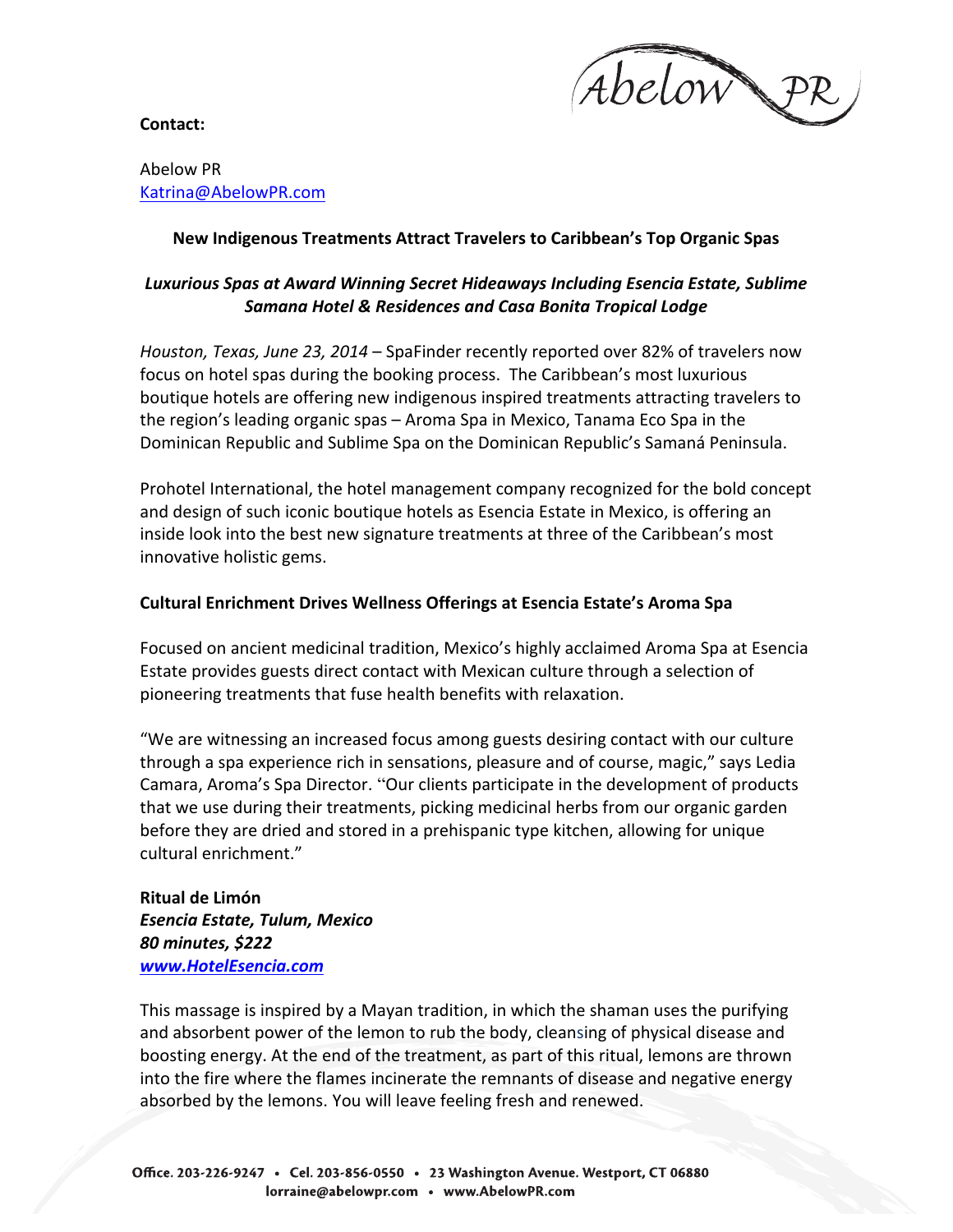**Contact:**

Abelow PR
Katrina@AbelowPR.com

**New Indigenous Treatments Attract Travelers to Caribbean's Top Organic Spas**

***Luxurious Spas at Award Winning Secret Hideaways Including Esencia Estate, Sublime Samana Hotel & Residences and Casa Bonita Tropical Lodge***

*Houston, Texas, June 23, 2014* – SpaFinder recently reported over 82% of travelers now focus on hotel spas during the booking process. The Caribbean's most luxurious boutique hotels are offering new indigenous inspired treatments attracting travelers to the region's leading organic spas – Aroma Spa in Mexico, Tanama Eco Spa in the Dominican Republic and Sublime Spa on the Dominican Republic's Samaná Peninsula.

Prohotel International, the hotel management company recognized for the bold concept and design of such iconic boutique hotels as Esencia Estate in Mexico, is offering an inside look into the best new signature treatments at three of the Caribbean's most innovative holistic gems.

**Cultural Enrichment Drives Wellness Offerings at Esencia Estate's Aroma Spa**

Focused on ancient medicinal tradition, Mexico's highly acclaimed Aroma Spa at Esencia Estate provides guests direct contact with Mexican culture through a selection of pioneering treatments that fuse health benefits with relaxation.

"We are witnessing an increased focus among guests desiring contact with our culture through a spa experience rich in sensations, pleasure and of course, magic," says Ledia Camara, Aroma's Spa Director. "Our clients participate in the development of products that we use during their treatments, picking medicinal herbs from our organic garden before they are dried and stored in a prehispanic type kitchen, allowing for unique cultural enrichment."

**Ritual de Limón**
***Esencia Estate, Tulum, Mexico***
***80 minutes, $222***
***www.HotelEsencia.com***

This massage is inspired by a Mayan tradition, in which the shaman uses the purifying and absorbent power of the lemon to rub the body, cleansing of physical disease and boosting energy. At the end of the treatment, as part of this ritual, lemons are thrown into the fire where the flames incinerate the remnants of disease and negative energy absorbed by the lemons. You will leave feeling fresh and renewed.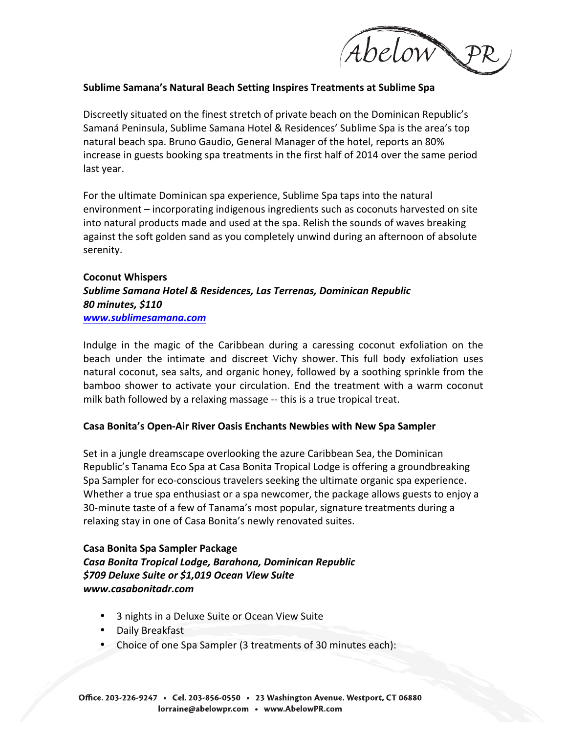**Sublime Samana's Natural Beach Setting Inspires Treatments at Sublime Spa**

Discreetly situated on the finest stretch of private beach on the Dominican Republic's Samaná Peninsula, Sublime Samana Hotel & Residences' Sublime Spa is the area's top natural beach spa. Bruno Gaudio, General Manager of the hotel, reports an 80% increase in guests booking spa treatments in the first half of 2014 over the same period last year.

For the ultimate Dominican spa experience, Sublime Spa taps into the natural environment – incorporating indigenous ingredients such as coconuts harvested on site into natural products made and used at the spa. Relish the sounds of waves breaking against the soft golden sand as you completely unwind during an afternoon of absolute serenity.

**Coconut Whispers**
***Sublime Samana Hotel & Residences, Las Terrenas, Dominican Republic***
***80 minutes, $110***
***www.sublimesamana.com***

Indulge in the magic of the Caribbean during a caressing coconut exfoliation on the beach under the intimate and discreet Vichy shower. This full body exfoliation uses natural coconut, sea salts, and organic honey, followed by a soothing sprinkle from the bamboo shower to activate your circulation. End the treatment with a warm coconut milk bath followed by a relaxing massage -- this is a true tropical treat.

**Casa Bonita's Open-Air River Oasis Enchants Newbies with New Spa Sampler**

Set in a jungle dreamscape overlooking the azure Caribbean Sea, the Dominican Republic's Tanama Eco Spa at Casa Bonita Tropical Lodge is offering a groundbreaking Spa Sampler for eco-conscious travelers seeking the ultimate organic spa experience. Whether a true spa enthusiast or a spa newcomer, the package allows guests to enjoy a 30-minute taste of a few of Tanama's most popular, signature treatments during a relaxing stay in one of Casa Bonita's newly renovated suites.

**Casa Bonita Spa Sampler Package**
***Casa Bonita Tropical Lodge, Barahona, Dominican Republic***
***$709 Deluxe Suite or $1,019 Ocean View Suite***
***www.casabonitadr.com***

- 3 nights in a Deluxe Suite or Ocean View Suite
- Daily Breakfast
- Choice of one Spa Sampler (3 treatments of 30 minutes each):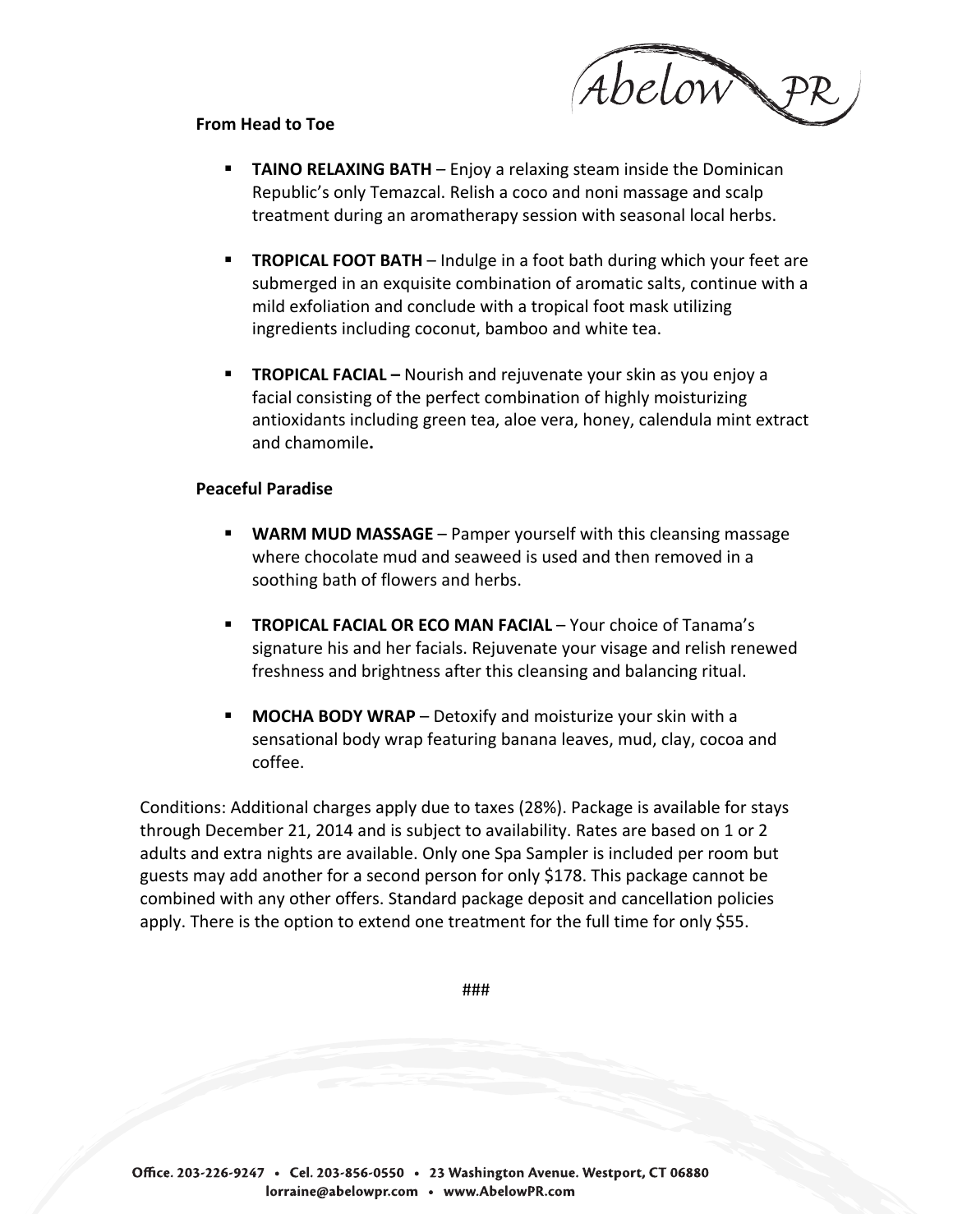**From Head to Toe**

- **TAINO RELAXING BATH** – Enjoy a relaxing steam inside the Dominican Republic's only Temazcal. Relish a coco and noni massage and scalp treatment during an aromatherapy session with seasonal local herbs.

- **TROPICAL FOOT BATH** – Indulge in a foot bath during which your feet are submerged in an exquisite combination of aromatic salts, continue with a mild exfoliation and conclude with a tropical foot mask utilizing ingredients including coconut, bamboo and white tea.

- **TROPICAL FACIAL –** Nourish and rejuvenate your skin as you enjoy a facial consisting of the perfect combination of highly moisturizing antioxidants including green tea, aloe vera, honey, calendula mint extract and chamomile**.**

**Peaceful Paradise**

- **WARM MUD MASSAGE** – Pamper yourself with this cleansing massage where chocolate mud and seaweed is used and then removed in a soothing bath of flowers and herbs.

- **TROPICAL FACIAL OR ECO MAN FACIAL** – Your choice of Tanama's signature his and her facials. Rejuvenate your visage and relish renewed freshness and brightness after this cleansing and balancing ritual.

- **MOCHA BODY WRAP** – Detoxify and moisturize your skin with a sensational body wrap featuring banana leaves, mud, clay, cocoa and coffee.

Conditions: Additional charges apply due to taxes (28%). Package is available for stays through December 21, 2014 and is subject to availability. Rates are based on 1 or 2 adults and extra nights are available. Only one Spa Sampler is included per room but guests may add another for a second person for only $178. This package cannot be combined with any other offers. Standard package deposit and cancellation policies apply. There is the option to extend one treatment for the full time for only $55.

###